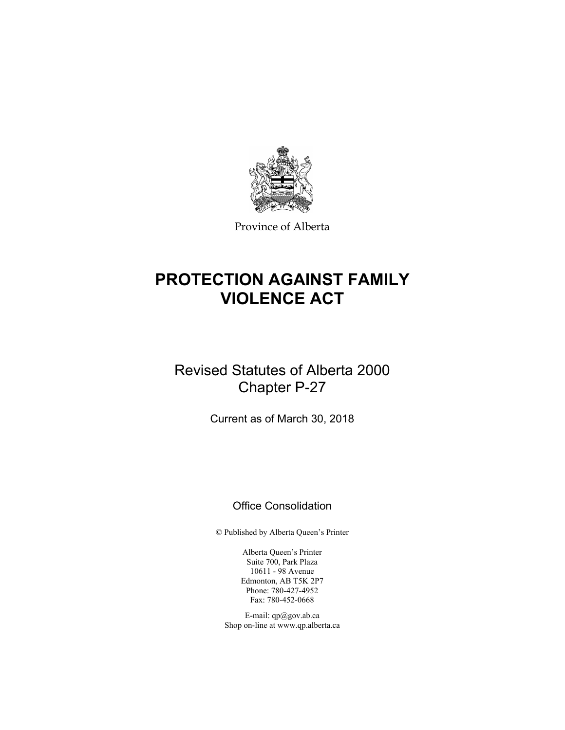Province of Alberta

# PROTECTION AGAINST FAMILY VIOLENCE ACT

## Revised Statutes of Alberta 2000
## Chapter P-27

Current as of March 30, 2018

Office Consolidation

© Published by Alberta Queen's Printer

Alberta Queen's Printer
Suite 700, Park Plaza
10611 - 98 Avenue
Edmonton, AB T5K 2P7
Phone: 780-427-4952
Fax: 780-452-0668

E-mail: qp@gov.ab.ca
Shop on-line at www.qp.alberta.ca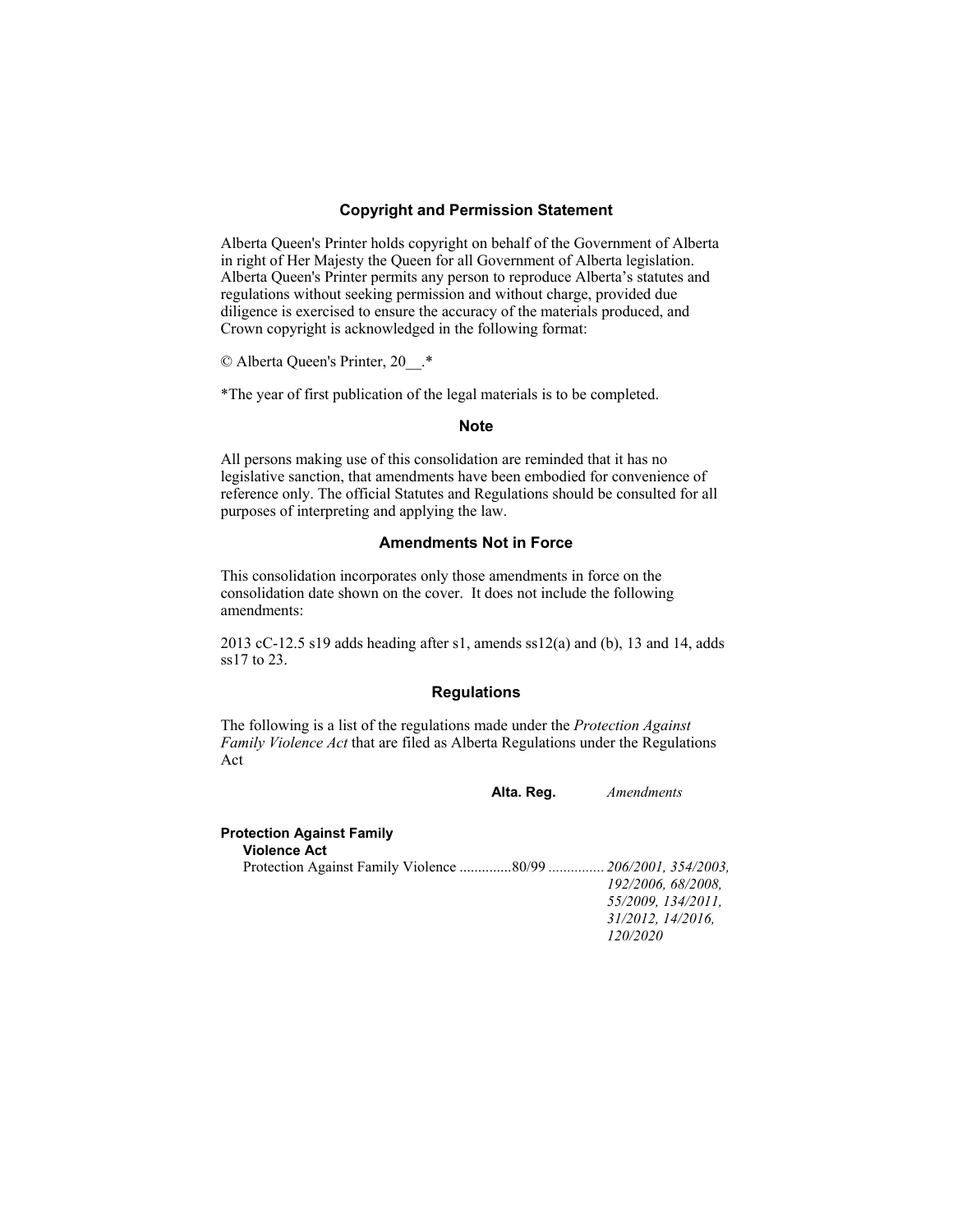## Copyright and Permission Statement

Alberta Queen's Printer holds copyright on behalf of the Government of Alberta in right of Her Majesty the Queen for all Government of Alberta legislation. Alberta Queen's Printer permits any person to reproduce Alberta's statutes and regulations without seeking permission and without charge, provided due diligence is exercised to ensure the accuracy of the materials produced, and Crown copyright is acknowledged in the following format:

© Alberta Queen's Printer, 20__.*

*The year of first publication of the legal materials is to be completed.

## Note

All persons making use of this consolidation are reminded that it has no legislative sanction, that amendments have been embodied for convenience of reference only. The official Statutes and Regulations should be consulted for all purposes of interpreting and applying the law.

## Amendments Not in Force

This consolidation incorporates only those amendments in force on the consolidation date shown on the cover. It does not include the following amendments:

2013 cC-12.5 s19 adds heading after s1, amends ss12(a) and (b), 13 and 14, adds ss17 to 23.

## Regulations

The following is a list of the regulations made under the *Protection Against Family Violence Act* that are filed as Alberta Regulations under the Regulations Act

| | **Alta. Reg.** | *Amendments* |
|---|---|---|
| **Protection Against Family Violence Act** | | |
| Protection Against Family Violence | 80/99 | *206/2001, 354/2003, 192/2006, 68/2008, 55/2009, 134/2011, 31/2012, 14/2016, 120/2020* |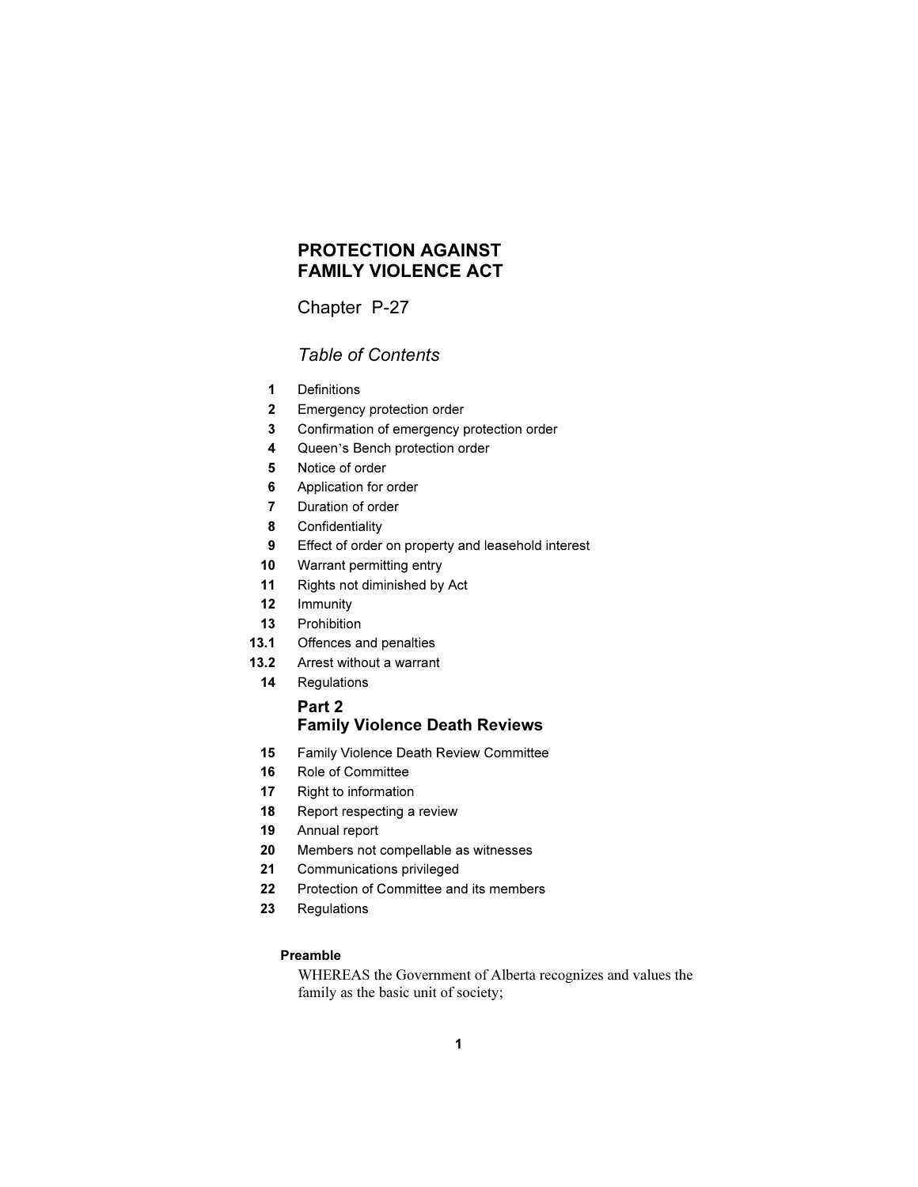# PROTECTION AGAINST FAMILY VIOLENCE ACT

## Chapter P-27

*Table of Contents*

| | |
|---|---|
| **1** | Definitions |
| **2** | Emergency protection order |
| **3** | Confirmation of emergency protection order |
| **4** | Queen's Bench protection order |
| **5** | Notice of order |
| **6** | Application for order |
| **7** | Duration of order |
| **8** | Confidentiality |
| **9** | Effect of order on property and leasehold interest |
| **10** | Warrant permitting entry |
| **11** | Rights not diminished by Act |
| **12** | Immunity |
| **13** | Prohibition |
| **13.1** | Offences and penalties |
| **13.2** | Arrest without a warrant |
| **14** | Regulations |

### Part 2
### Family Violence Death Reviews

| | |
|---|---|
| **15** | Family Violence Death Review Committee |
| **16** | Role of Committee |
| **17** | Right to information |
| **18** | Report respecting a review |
| **19** | Annual report |
| **20** | Members not compellable as witnesses |
| **21** | Communications privileged |
| **22** | Protection of Committee and its members |
| **23** | Regulations |

**Preamble**

WHEREAS the Government of Alberta recognizes and values the family as the basic unit of society;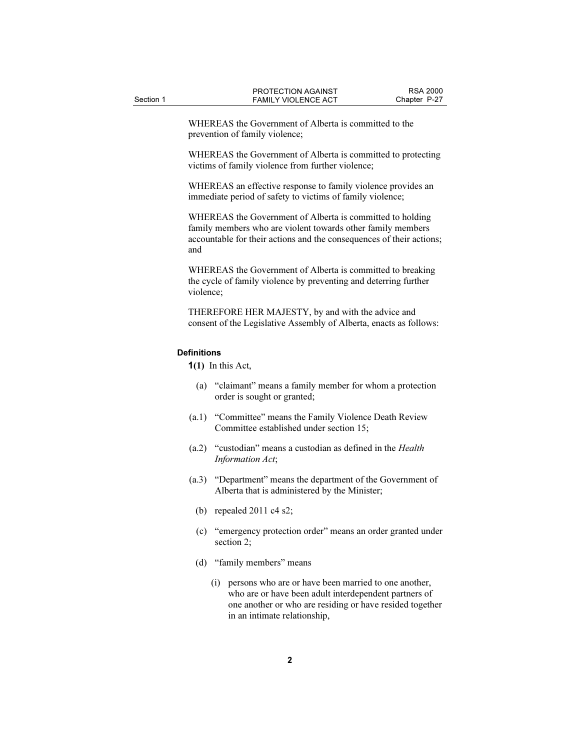WHEREAS the Government of Alberta is committed to the prevention of family violence;

WHEREAS the Government of Alberta is committed to protecting victims of family violence from further violence;

WHEREAS an effective response to family violence provides an immediate period of safety to victims of family violence;

WHEREAS the Government of Alberta is committed to holding family members who are violent towards other family members accountable for their actions and the consequences of their actions; and

WHEREAS the Government of Alberta is committed to breaking the cycle of family violence by preventing and deterring further violence;

THEREFORE HER MAJESTY, by and with the advice and consent of the Legislative Assembly of Alberta, enacts as follows:

#### Definitions

**1(1)** In this Act,

- (a) "claimant" means a family member for whom a protection order is sought or granted;
- (a.1) "Committee" means the Family Violence Death Review Committee established under section 15;
- (a.2) "custodian" means a custodian as defined in the *Health Information Act*;
- (a.3) "Department" means the department of the Government of Alberta that is administered by the Minister;
- (b) repealed 2011 c4 s2;
- (c) "emergency protection order" means an order granted under section 2;
- (d) "family members" means
  - (i) persons who are or have been married to one another, who are or have been adult interdependent partners of one another or who are residing or have resided together in an intimate relationship,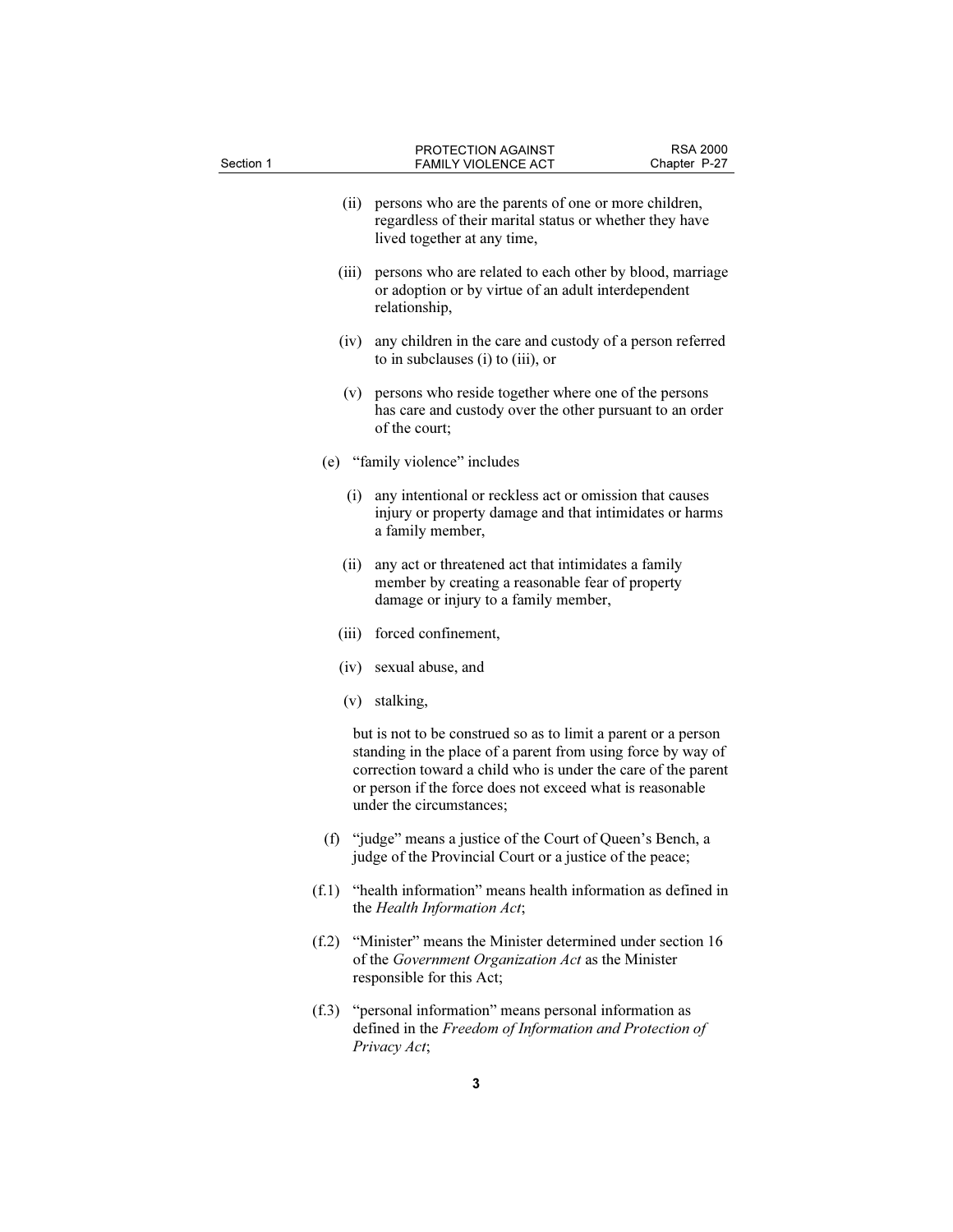(ii) persons who are the parents of one or more children, regardless of their marital status or whether they have lived together at any time,

(iii) persons who are related to each other by blood, marriage or adoption or by virtue of an adult interdependent relationship,

(iv) any children in the care and custody of a person referred to in subclauses (i) to (iii), or

(v) persons who reside together where one of the persons has care and custody over the other pursuant to an order of the court;

(e) "family violence" includes

(i) any intentional or reckless act or omission that causes injury or property damage and that intimidates or harms a family member,

(ii) any act or threatened act that intimidates a family member by creating a reasonable fear of property damage or injury to a family member,

(iii) forced confinement,

(iv) sexual abuse, and

(v) stalking,

but is not to be construed so as to limit a parent or a person standing in the place of a parent from using force by way of correction toward a child who is under the care of the parent or person if the force does not exceed what is reasonable under the circumstances;

(f) "judge" means a justice of the Court of Queen's Bench, a judge of the Provincial Court or a justice of the peace;

(f.1) "health information" means health information as defined in the *Health Information Act*;

(f.2) "Minister" means the Minister determined under section 16 of the *Government Organization Act* as the Minister responsible for this Act;

(f.3) "personal information" means personal information as defined in the *Freedom of Information and Protection of Privacy Act*;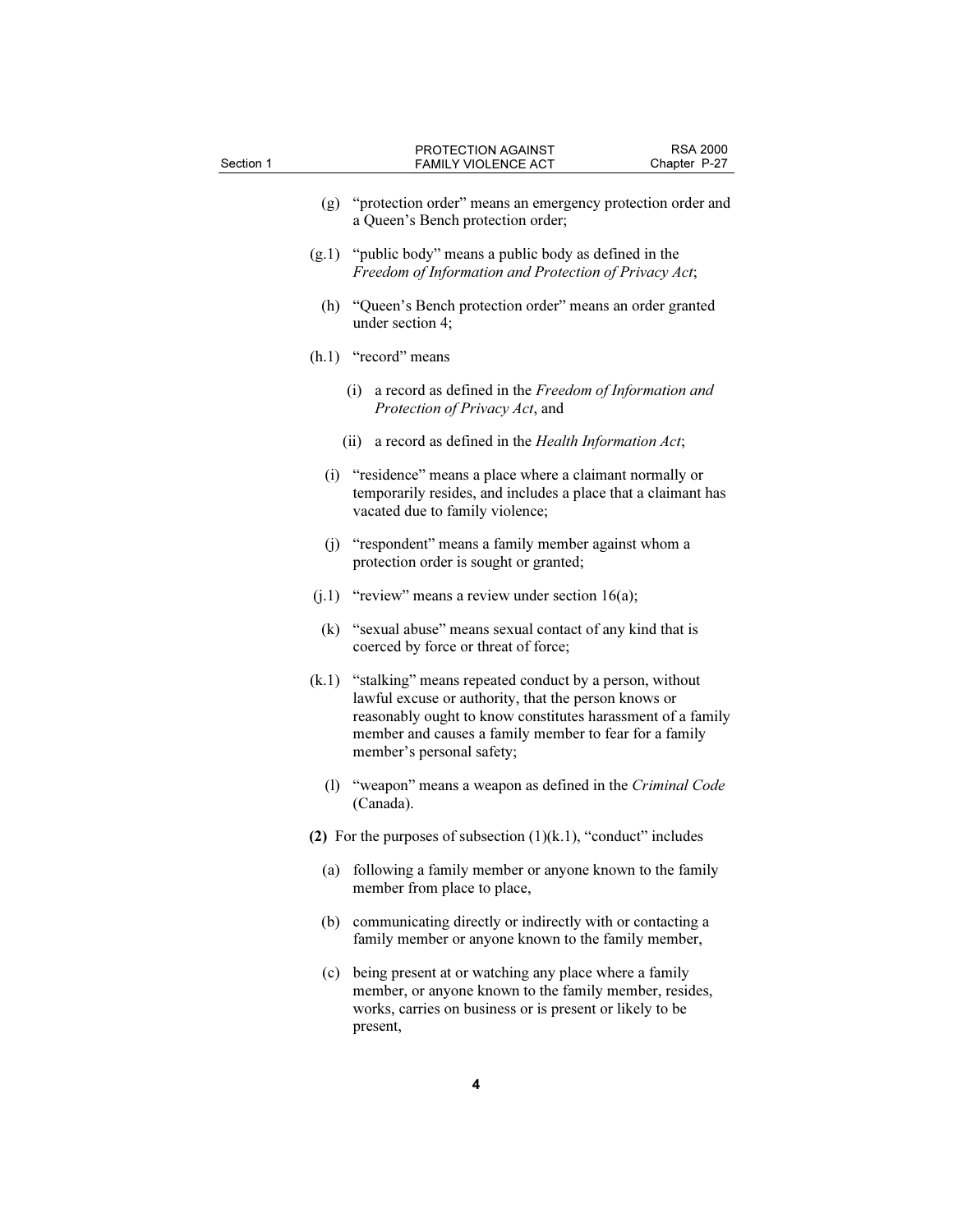(g) "protection order" means an emergency protection order and a Queen's Bench protection order;

(g.1) "public body" means a public body as defined in the *Freedom of Information and Protection of Privacy Act*;

(h) "Queen's Bench protection order" means an order granted under section 4;

(h.1) "record" means

(i) a record as defined in the *Freedom of Information and Protection of Privacy Act*, and

(ii) a record as defined in the *Health Information Act*;

(i) "residence" means a place where a claimant normally or temporarily resides, and includes a place that a claimant has vacated due to family violence;

(j) "respondent" means a family member against whom a protection order is sought or granted;

(j.1) "review" means a review under section 16(a);

(k) "sexual abuse" means sexual contact of any kind that is coerced by force or threat of force;

(k.1) "stalking" means repeated conduct by a person, without lawful excuse or authority, that the person knows or reasonably ought to know constitutes harassment of a family member and causes a family member to fear for a family member's personal safety;

(l) "weapon" means a weapon as defined in the *Criminal Code* (Canada).

**(2)** For the purposes of subsection (1)(k.1), "conduct" includes

(a) following a family member or anyone known to the family member from place to place,

(b) communicating directly or indirectly with or contacting a family member or anyone known to the family member,

(c) being present at or watching any place where a family member, or anyone known to the family member, resides, works, carries on business or is present or likely to be present,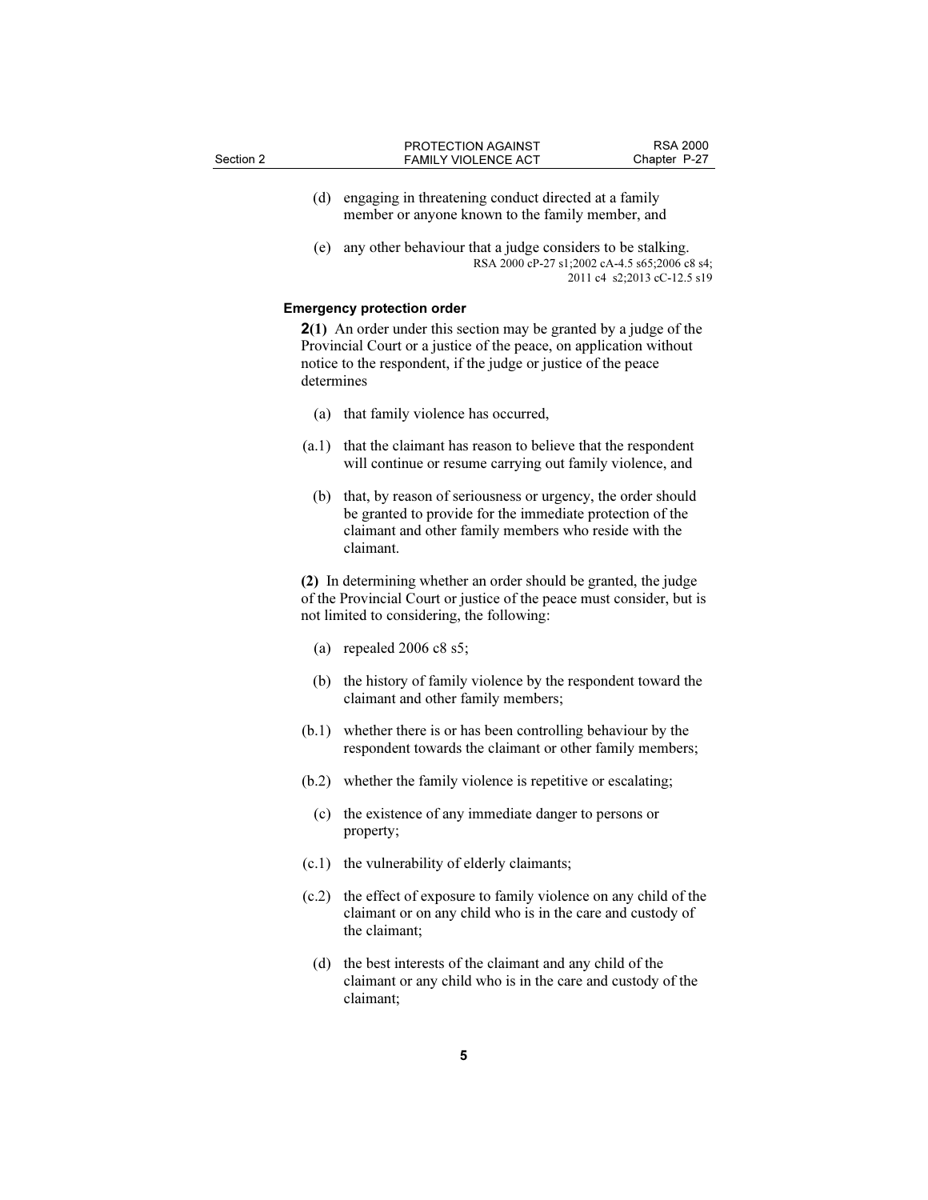(d) engaging in threatening conduct directed at a family member or anyone known to the family member, and

(e) any other behaviour that a judge considers to be stalking.

RSA 2000 cP-27 s1;2002 cA-4.5 s65;2006 c8 s4; 2011 c4 s2;2013 cC-12.5 s19

### Emergency protection order

**2(1)** An order under this section may be granted by a judge of the Provincial Court or a justice of the peace, on application without notice to the respondent, if the judge or justice of the peace determines

(a) that family violence has occurred,

(a.1) that the claimant has reason to believe that the respondent will continue or resume carrying out family violence, and

(b) that, by reason of seriousness or urgency, the order should be granted to provide for the immediate protection of the claimant and other family members who reside with the claimant.

**(2)** In determining whether an order should be granted, the judge of the Provincial Court or justice of the peace must consider, but is not limited to considering, the following:

(a) repealed 2006 c8 s5;

(b) the history of family violence by the respondent toward the claimant and other family members;

(b.1) whether there is or has been controlling behaviour by the respondent towards the claimant or other family members;

(b.2) whether the family violence is repetitive or escalating;

(c) the existence of any immediate danger to persons or property;

(c.1) the vulnerability of elderly claimants;

(c.2) the effect of exposure to family violence on any child of the claimant or on any child who is in the care and custody of the claimant;

(d) the best interests of the claimant and any child of the claimant or any child who is in the care and custody of the claimant;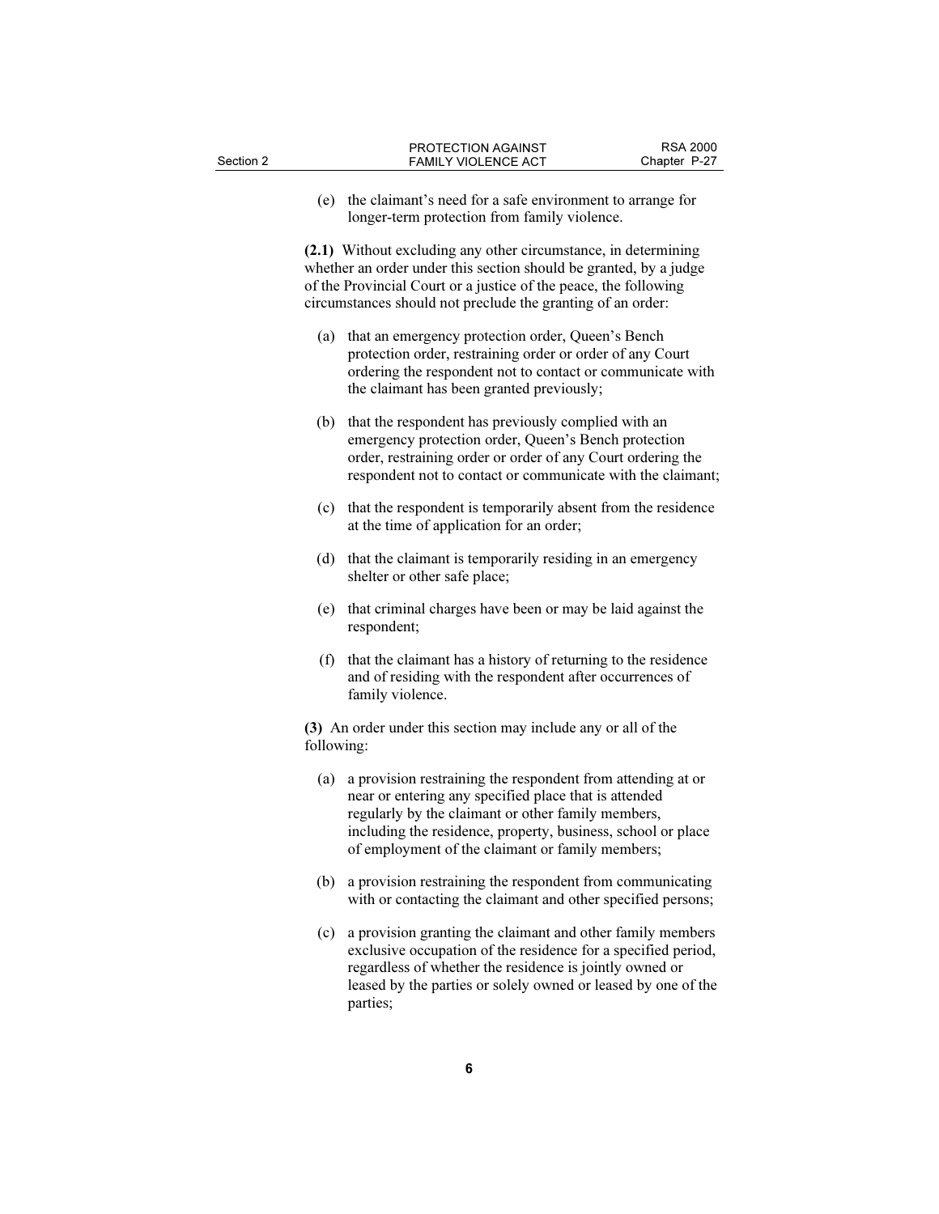(e) the claimant's need for a safe environment to arrange for longer-term protection from family violence.

**(2.1)** Without excluding any other circumstance, in determining whether an order under this section should be granted, by a judge of the Provincial Court or a justice of the peace, the following circumstances should not preclude the granting of an order:

(a) that an emergency protection order, Queen's Bench protection order, restraining order or order of any Court ordering the respondent not to contact or communicate with the claimant has been granted previously;

(b) that the respondent has previously complied with an emergency protection order, Queen's Bench protection order, restraining order or order of any Court ordering the respondent not to contact or communicate with the claimant;

(c) that the respondent is temporarily absent from the residence at the time of application for an order;

(d) that the claimant is temporarily residing in an emergency shelter or other safe place;

(e) that criminal charges have been or may be laid against the respondent;

(f) that the claimant has a history of returning to the residence and of residing with the respondent after occurrences of family violence.

**(3)** An order under this section may include any or all of the following:

(a) a provision restraining the respondent from attending at or near or entering any specified place that is attended regularly by the claimant or other family members, including the residence, property, business, school or place of employment of the claimant or family members;

(b) a provision restraining the respondent from communicating with or contacting the claimant and other specified persons;

(c) a provision granting the claimant and other family members exclusive occupation of the residence for a specified period, regardless of whether the residence is jointly owned or leased by the parties or solely owned or leased by one of the parties;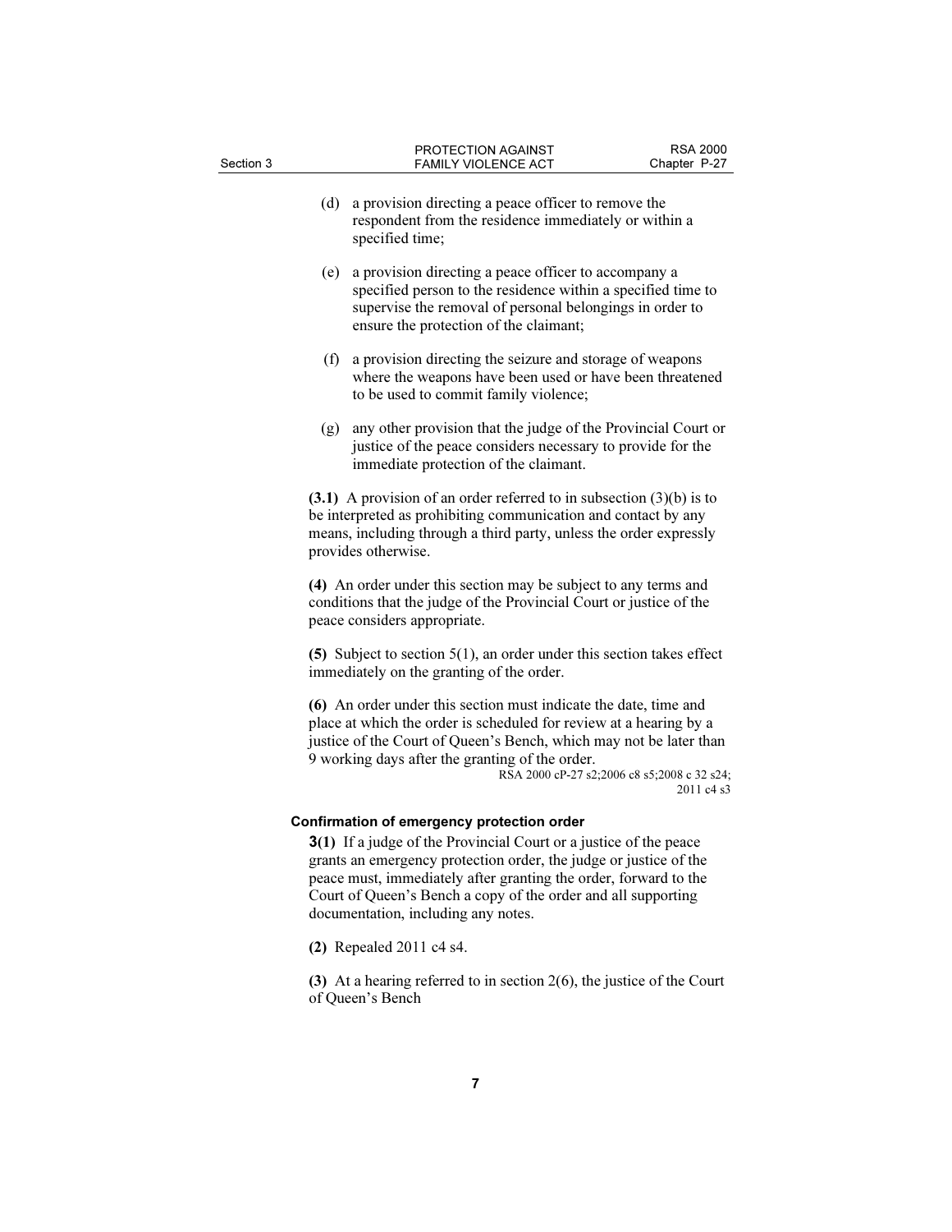(d) a provision directing a peace officer to remove the respondent from the residence immediately or within a specified time;

(e) a provision directing a peace officer to accompany a specified person to the residence within a specified time to supervise the removal of personal belongings in order to ensure the protection of the claimant;

(f) a provision directing the seizure and storage of weapons where the weapons have been used or have been threatened to be used to commit family violence;

(g) any other provision that the judge of the Provincial Court or justice of the peace considers necessary to provide for the immediate protection of the claimant.

**(3.1)** A provision of an order referred to in subsection (3)(b) is to be interpreted as prohibiting communication and contact by any means, including through a third party, unless the order expressly provides otherwise.

**(4)** An order under this section may be subject to any terms and conditions that the judge of the Provincial Court or justice of the peace considers appropriate.

**(5)** Subject to section 5(1), an order under this section takes effect immediately on the granting of the order.

**(6)** An order under this section must indicate the date, time and place at which the order is scheduled for review at a hearing by a justice of the Court of Queen's Bench, which may not be later than 9 working days after the granting of the order.

RSA 2000 cP-27 s2;2006 c8 s5;2008 c 32 s24;2011 c4 s3

#### Confirmation of emergency protection order

**3(1)** If a judge of the Provincial Court or a justice of the peace grants an emergency protection order, the judge or justice of the peace must, immediately after granting the order, forward to the Court of Queen's Bench a copy of the order and all supporting documentation, including any notes.

**(2)** Repealed 2011 c4 s4.

**(3)** At a hearing referred to in section 2(6), the justice of the Court of Queen's Bench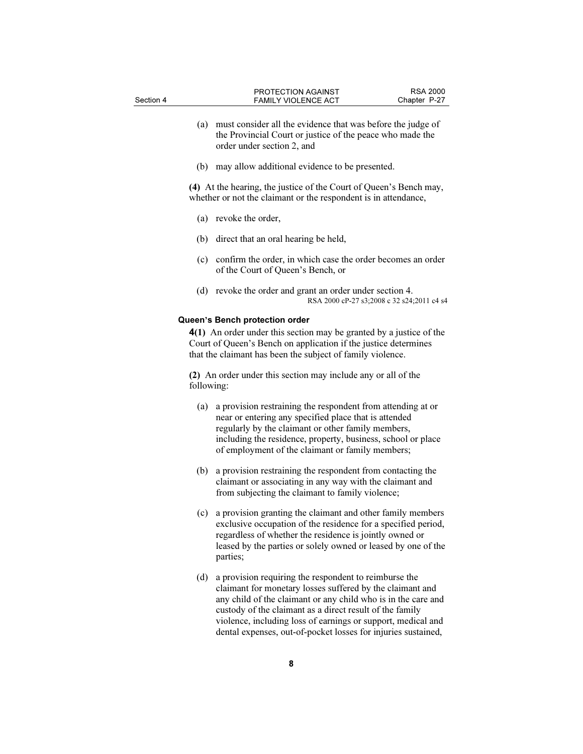(a) must consider all the evidence that was before the judge of the Provincial Court or justice of the peace who made the order under section 2, and

(b) may allow additional evidence to be presented.

**(4)** At the hearing, the justice of the Court of Queen's Bench may, whether or not the claimant or the respondent is in attendance,

(a) revoke the order,

(b) direct that an oral hearing be held,

(c) confirm the order, in which case the order becomes an order of the Court of Queen's Bench, or

(d) revoke the order and grant an order under section 4.

RSA 2000 cP-27 s3;2008 c 32 s24;2011 c4 s4

#### Queen's Bench protection order

**4(1)** An order under this section may be granted by a justice of the Court of Queen's Bench on application if the justice determines that the claimant has been the subject of family violence.

**(2)** An order under this section may include any or all of the following:

(a) a provision restraining the respondent from attending at or near or entering any specified place that is attended regularly by the claimant or other family members, including the residence, property, business, school or place of employment of the claimant or family members;

(b) a provision restraining the respondent from contacting the claimant or associating in any way with the claimant and from subjecting the claimant to family violence;

(c) a provision granting the claimant and other family members exclusive occupation of the residence for a specified period, regardless of whether the residence is jointly owned or leased by the parties or solely owned or leased by one of the parties;

(d) a provision requiring the respondent to reimburse the claimant for monetary losses suffered by the claimant and any child of the claimant or any child who is in the care and custody of the claimant as a direct result of the family violence, including loss of earnings or support, medical and dental expenses, out-of-pocket losses for injuries sustained,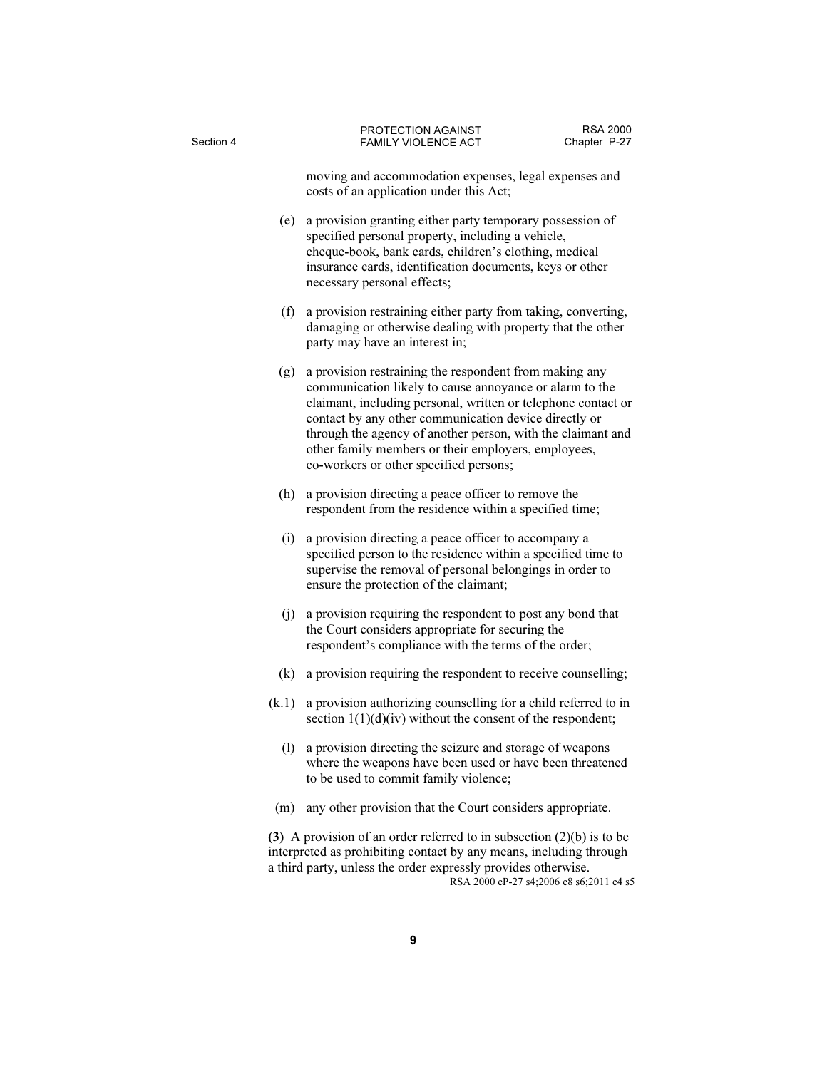moving and accommodation expenses, legal expenses and costs of an application under this Act;

(e) a provision granting either party temporary possession of specified personal property, including a vehicle, cheque-book, bank cards, children's clothing, medical insurance cards, identification documents, keys or other necessary personal effects;

(f) a provision restraining either party from taking, converting, damaging or otherwise dealing with property that the other party may have an interest in;

(g) a provision restraining the respondent from making any communication likely to cause annoyance or alarm to the claimant, including personal, written or telephone contact or contact by any other communication device directly or through the agency of another person, with the claimant and other family members or their employers, employees, co-workers or other specified persons;

(h) a provision directing a peace officer to remove the respondent from the residence within a specified time;

(i) a provision directing a peace officer to accompany a specified person to the residence within a specified time to supervise the removal of personal belongings in order to ensure the protection of the claimant;

(j) a provision requiring the respondent to post any bond that the Court considers appropriate for securing the respondent's compliance with the terms of the order;

(k) a provision requiring the respondent to receive counselling;

(k.1) a provision authorizing counselling for a child referred to in section 1(1)(d)(iv) without the consent of the respondent;

(l) a provision directing the seizure and storage of weapons where the weapons have been used or have been threatened to be used to commit family violence;

(m) any other provision that the Court considers appropriate.

**(3)** A provision of an order referred to in subsection (2)(b) is to be interpreted as prohibiting contact by any means, including through a third party, unless the order expressly provides otherwise.

RSA 2000 cP-27 s4;2006 c8 s6;2011 c4 s5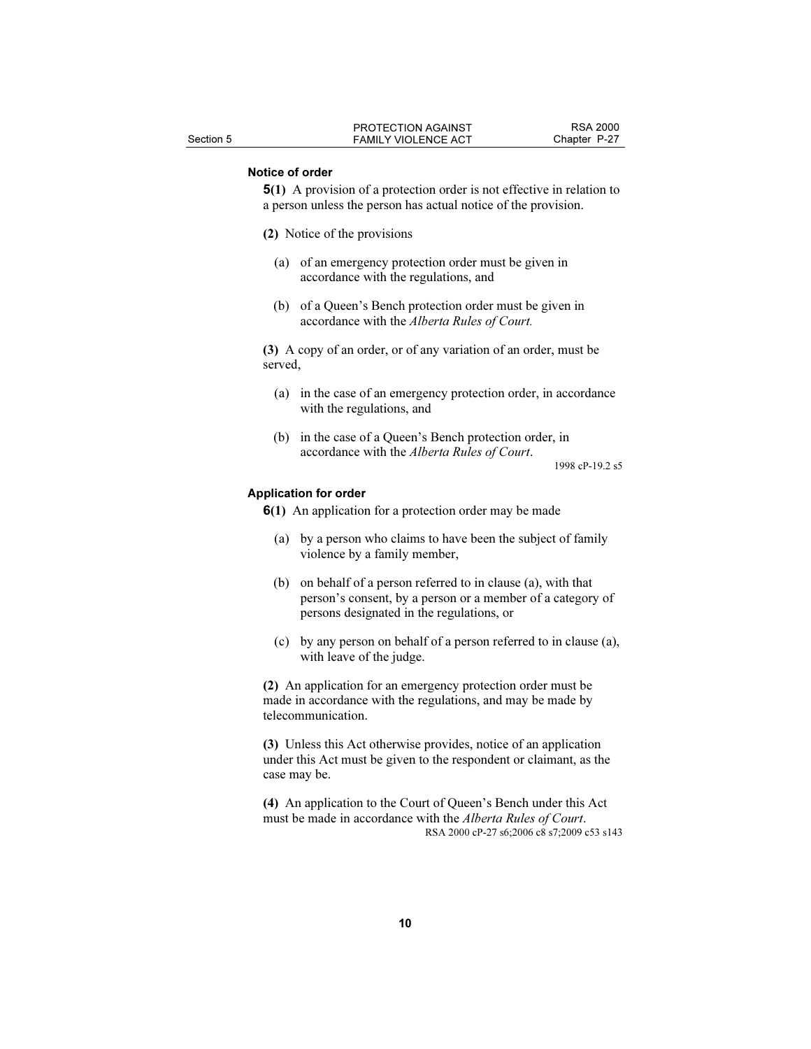### Notice of order

**5(1)** A provision of a protection order is not effective in relation to a person unless the person has actual notice of the provision.

**(2)** Notice of the provisions

(a) of an emergency protection order must be given in accordance with the regulations, and

(b) of a Queen's Bench protection order must be given in accordance with the *Alberta Rules of Court.*

**(3)** A copy of an order, or of any variation of an order, must be served,

(a) in the case of an emergency protection order, in accordance with the regulations, and

(b) in the case of a Queen's Bench protection order, in accordance with the *Alberta Rules of Court*.

1998 cP-19.2 s5

### Application for order

**6(1)** An application for a protection order may be made

(a) by a person who claims to have been the subject of family violence by a family member,

(b) on behalf of a person referred to in clause (a), with that person's consent, by a person or a member of a category of persons designated in the regulations, or

(c) by any person on behalf of a person referred to in clause (a), with leave of the judge.

**(2)** An application for an emergency protection order must be made in accordance with the regulations, and may be made by telecommunication.

**(3)** Unless this Act otherwise provides, notice of an application under this Act must be given to the respondent or claimant, as the case may be.

**(4)** An application to the Court of Queen's Bench under this Act must be made in accordance with the *Alberta Rules of Court*.

RSA 2000 cP-27 s6;2006 c8 s7;2009 c53 s143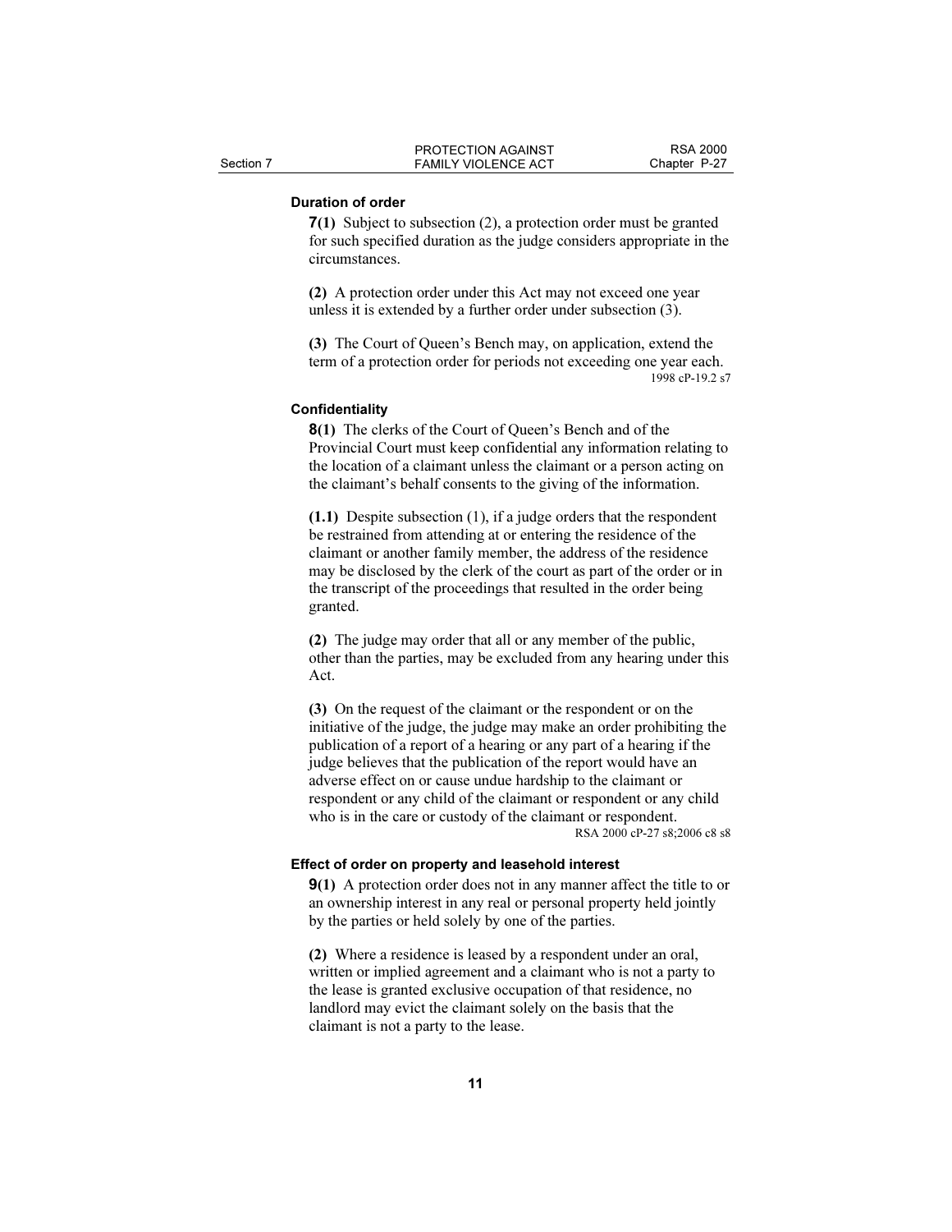### Duration of order

**7(1)** Subject to subsection (2), a protection order must be granted for such specified duration as the judge considers appropriate in the circumstances.

**(2)** A protection order under this Act may not exceed one year unless it is extended by a further order under subsection (3).

**(3)** The Court of Queen's Bench may, on application, extend the term of a protection order for periods not exceeding one year each.

1998 cP-19.2 s7

### Confidentiality

**8(1)** The clerks of the Court of Queen's Bench and of the Provincial Court must keep confidential any information relating to the location of a claimant unless the claimant or a person acting on the claimant's behalf consents to the giving of the information.

**(1.1)** Despite subsection (1), if a judge orders that the respondent be restrained from attending at or entering the residence of the claimant or another family member, the address of the residence may be disclosed by the clerk of the court as part of the order or in the transcript of the proceedings that resulted in the order being granted.

**(2)** The judge may order that all or any member of the public, other than the parties, may be excluded from any hearing under this Act.

**(3)** On the request of the claimant or the respondent or on the initiative of the judge, the judge may make an order prohibiting the publication of a report of a hearing or any part of a hearing if the judge believes that the publication of the report would have an adverse effect on or cause undue hardship to the claimant or respondent or any child of the claimant or respondent or any child who is in the care or custody of the claimant or respondent.

RSA 2000 cP-27 s8;2006 c8 s8

### Effect of order on property and leasehold interest

**9(1)** A protection order does not in any manner affect the title to or an ownership interest in any real or personal property held jointly by the parties or held solely by one of the parties.

**(2)** Where a residence is leased by a respondent under an oral, written or implied agreement and a claimant who is not a party to the lease is granted exclusive occupation of that residence, no landlord may evict the claimant solely on the basis that the claimant is not a party to the lease.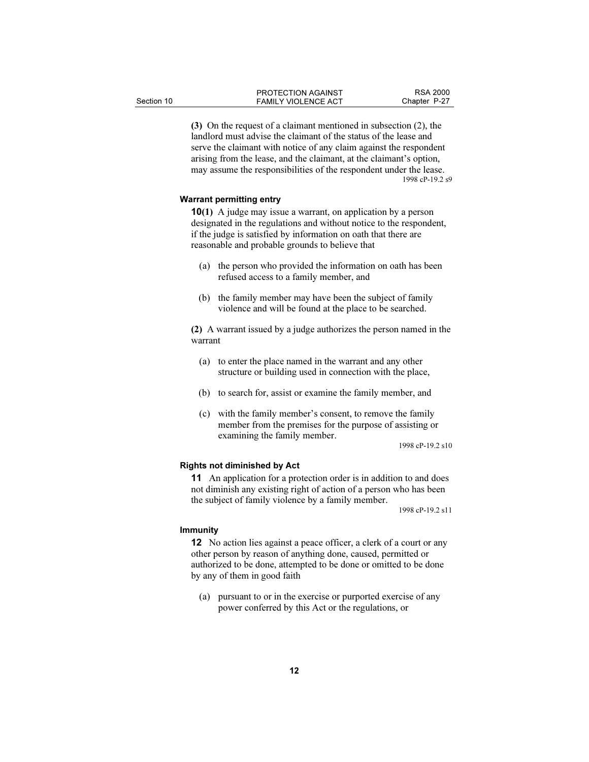**(3)** On the request of a claimant mentioned in subsection (2), the landlord must advise the claimant of the status of the lease and serve the claimant with notice of any claim against the respondent arising from the lease, and the claimant, at the claimant's option, may assume the responsibilities of the respondent under the lease.

1998 cP-19.2 s9

#### Warrant permitting entry

**10(1)** A judge may issue a warrant, on application by a person designated in the regulations and without notice to the respondent, if the judge is satisfied by information on oath that there are reasonable and probable grounds to believe that

- (a) the person who provided the information on oath has been refused access to a family member, and
- (b) the family member may have been the subject of family violence and will be found at the place to be searched.

**(2)** A warrant issued by a judge authorizes the person named in the warrant

- (a) to enter the place named in the warrant and any other structure or building used in connection with the place,
- (b) to search for, assist or examine the family member, and
- (c) with the family member's consent, to remove the family member from the premises for the purpose of assisting or examining the family member.

1998 cP-19.2 s10

#### Rights not diminished by Act

**11** An application for a protection order is in addition to and does not diminish any existing right of action of a person who has been the subject of family violence by a family member.

1998 cP-19.2 s11

#### Immunity

**12** No action lies against a peace officer, a clerk of a court or any other person by reason of anything done, caused, permitted or authorized to be done, attempted to be done or omitted to be done by any of them in good faith

- (a) pursuant to or in the exercise or purported exercise of any power conferred by this Act or the regulations, or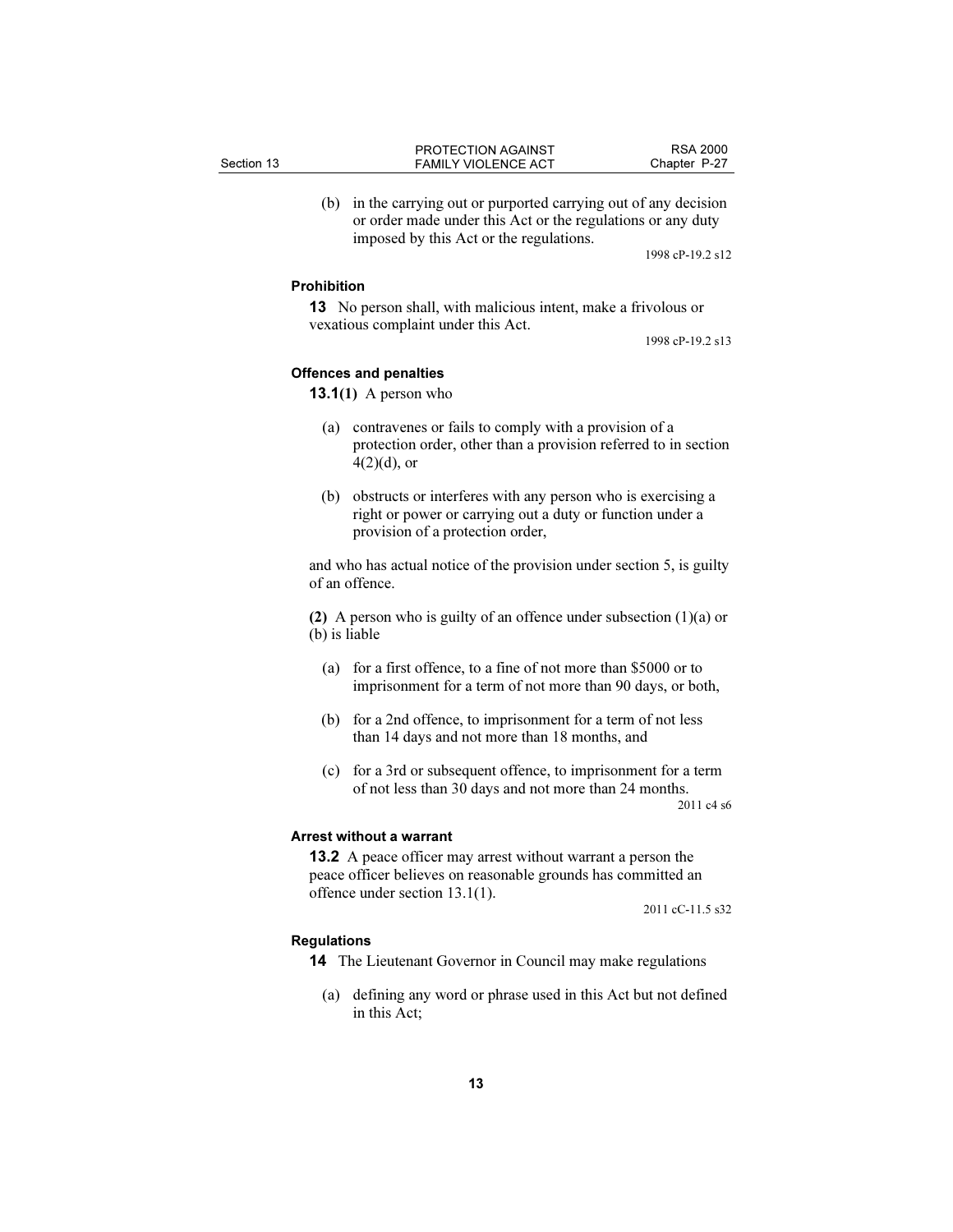(b) in the carrying out or purported carrying out of any decision or order made under this Act or the regulations or any duty imposed by this Act or the regulations.

1998 cP-19.2 s12

**Prohibition**

**13** No person shall, with malicious intent, make a frivolous or vexatious complaint under this Act.

1998 cP-19.2 s13

**Offences and penalties**

**13.1(1)** A person who

(a) contravenes or fails to comply with a provision of a protection order, other than a provision referred to in section 4(2)(d), or

(b) obstructs or interferes with any person who is exercising a right or power or carrying out a duty or function under a provision of a protection order,

and who has actual notice of the provision under section 5, is guilty of an offence.

**(2)** A person who is guilty of an offence under subsection (1)(a) or (b) is liable

(a) for a first offence, to a fine of not more than $5000 or to imprisonment for a term of not more than 90 days, or both,

(b) for a 2nd offence, to imprisonment for a term of not less than 14 days and not more than 18 months, and

(c) for a 3rd or subsequent offence, to imprisonment for a term of not less than 30 days and not more than 24 months.

2011 c4 s6

**Arrest without a warrant**

**13.2** A peace officer may arrest without warrant a person the peace officer believes on reasonable grounds has committed an offence under section 13.1(1).

2011 cC-11.5 s32

**Regulations**

**14** The Lieutenant Governor in Council may make regulations

(a) defining any word or phrase used in this Act but not defined in this Act;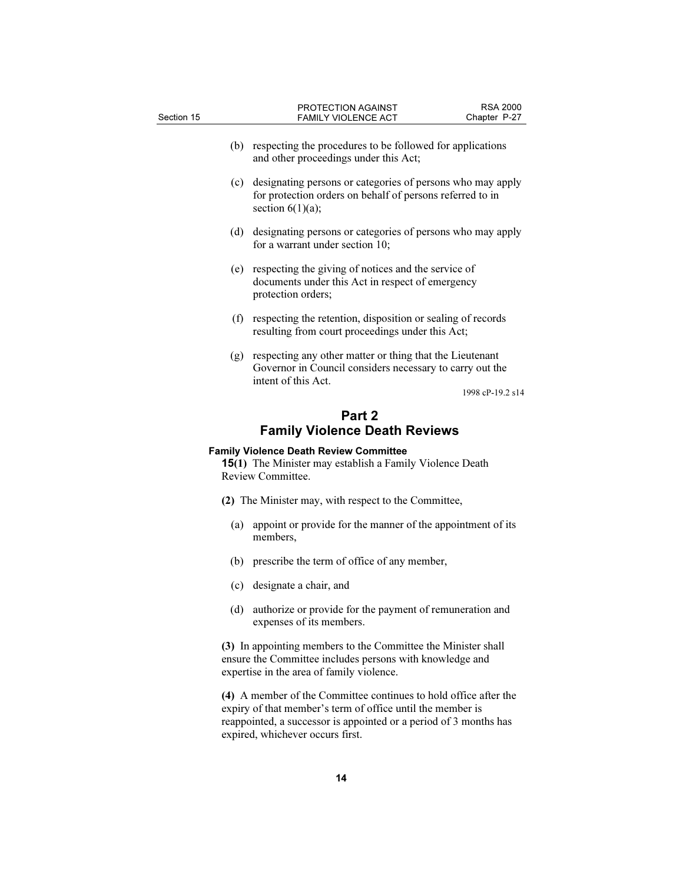(b) respecting the procedures to be followed for applications and other proceedings under this Act;

(c) designating persons or categories of persons who may apply for protection orders on behalf of persons referred to in section 6(1)(a);

(d) designating persons or categories of persons who may apply for a warrant under section 10;

(e) respecting the giving of notices and the service of documents under this Act in respect of emergency protection orders;

(f) respecting the retention, disposition or sealing of records resulting from court proceedings under this Act;

(g) respecting any other matter or thing that the Lieutenant Governor in Council considers necessary to carry out the intent of this Act.

1998 cP-19.2 s14

## Part 2
## Family Violence Death Reviews

**Family Violence Death Review Committee**

**15(1)** The Minister may establish a Family Violence Death Review Committee.

**(2)** The Minister may, with respect to the Committee,

(a) appoint or provide for the manner of the appointment of its members,

(b) prescribe the term of office of any member,

(c) designate a chair, and

(d) authorize or provide for the payment of remuneration and expenses of its members.

**(3)** In appointing members to the Committee the Minister shall ensure the Committee includes persons with knowledge and expertise in the area of family violence.

**(4)** A member of the Committee continues to hold office after the expiry of that member's term of office until the member is reappointed, a successor is appointed or a period of 3 months has expired, whichever occurs first.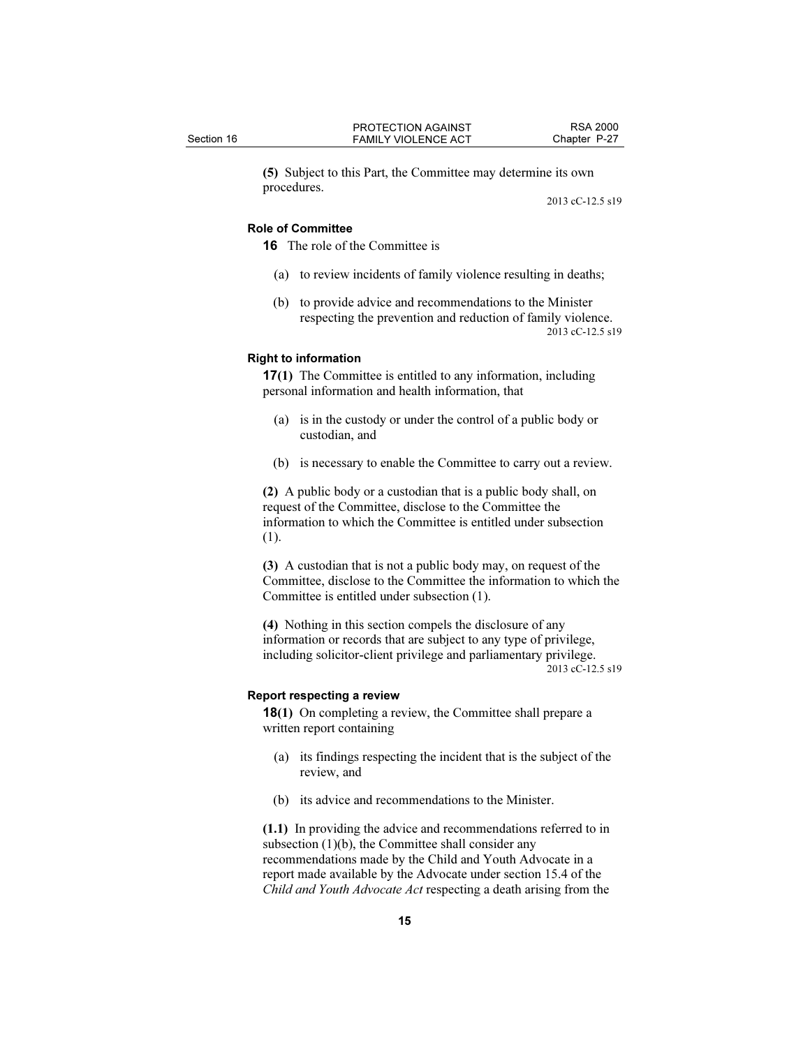**(5)** Subject to this Part, the Committee may determine its own procedures.

2013 cC-12.5 s19

**Role of Committee**

**16** The role of the Committee is

(a) to review incidents of family violence resulting in deaths;

(b) to provide advice and recommendations to the Minister respecting the prevention and reduction of family violence.

2013 cC-12.5 s19

**Right to information**

**17(1)** The Committee is entitled to any information, including personal information and health information, that

(a) is in the custody or under the control of a public body or custodian, and

(b) is necessary to enable the Committee to carry out a review.

**(2)** A public body or a custodian that is a public body shall, on request of the Committee, disclose to the Committee the information to which the Committee is entitled under subsection (1).

**(3)** A custodian that is not a public body may, on request of the Committee, disclose to the Committee the information to which the Committee is entitled under subsection (1).

**(4)** Nothing in this section compels the disclosure of any information or records that are subject to any type of privilege, including solicitor-client privilege and parliamentary privilege.

2013 cC-12.5 s19

**Report respecting a review**

**18(1)** On completing a review, the Committee shall prepare a written report containing

(a) its findings respecting the incident that is the subject of the review, and

(b) its advice and recommendations to the Minister.

**(1.1)** In providing the advice and recommendations referred to in subsection (1)(b), the Committee shall consider any recommendations made by the Child and Youth Advocate in a report made available by the Advocate under section 15.4 of the *Child and Youth Advocate Act* respecting a death arising from the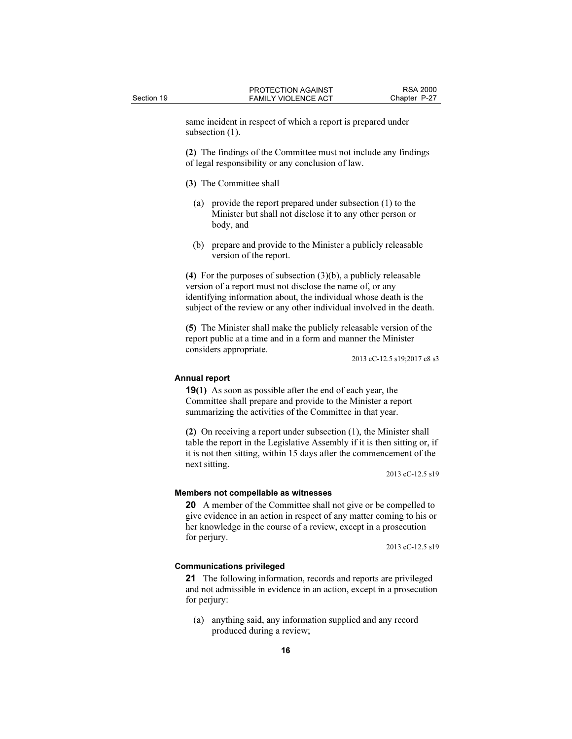same incident in respect of which a report is prepared under subsection (1).

**(2)** The findings of the Committee must not include any findings of legal responsibility or any conclusion of law.

**(3)** The Committee shall

(a) provide the report prepared under subsection (1) to the Minister but shall not disclose it to any other person or body, and

(b) prepare and provide to the Minister a publicly releasable version of the report.

**(4)** For the purposes of subsection (3)(b), a publicly releasable version of a report must not disclose the name of, or any identifying information about, the individual whose death is the subject of the review or any other individual involved in the death.

**(5)** The Minister shall make the publicly releasable version of the report public at a time and in a form and manner the Minister considers appropriate.

2013 cC-12.5 s19;2017 c8 s3

#### Annual report

**19(1)** As soon as possible after the end of each year, the Committee shall prepare and provide to the Minister a report summarizing the activities of the Committee in that year.

**(2)** On receiving a report under subsection (1), the Minister shall table the report in the Legislative Assembly if it is then sitting or, if it is not then sitting, within 15 days after the commencement of the next sitting.

2013 cC-12.5 s19

#### Members not compellable as witnesses

**20** A member of the Committee shall not give or be compelled to give evidence in an action in respect of any matter coming to his or her knowledge in the course of a review, except in a prosecution for perjury.

2013 cC-12.5 s19

#### Communications privileged

**21** The following information, records and reports are privileged and not admissible in evidence in an action, except in a prosecution for perjury:

(a) anything said, any information supplied and any record produced during a review;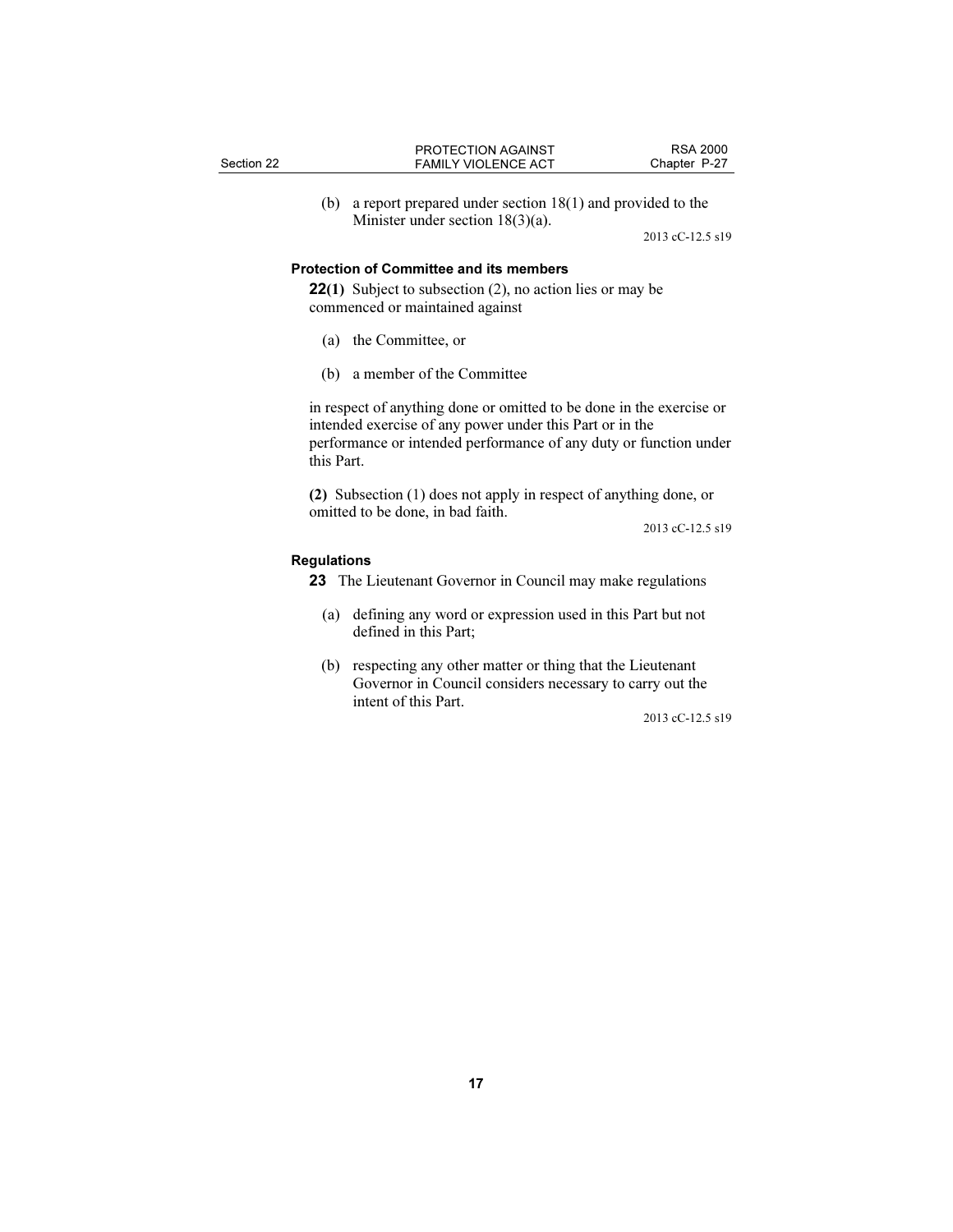(b) a report prepared under section 18(1) and provided to the Minister under section 18(3)(a).

2013 cC-12.5 s19

### Protection of Committee and its members

**22(1)** Subject to subsection (2), no action lies or may be commenced or maintained against

(a) the Committee, or

(b) a member of the Committee

in respect of anything done or omitted to be done in the exercise or intended exercise of any power under this Part or in the performance or intended performance of any duty or function under this Part.

**(2)** Subsection (1) does not apply in respect of anything done, or omitted to be done, in bad faith.

2013 cC-12.5 s19

### Regulations

**23** The Lieutenant Governor in Council may make regulations

(a) defining any word or expression used in this Part but not defined in this Part;

(b) respecting any other matter or thing that the Lieutenant Governor in Council considers necessary to carry out the intent of this Part.

2013 cC-12.5 s19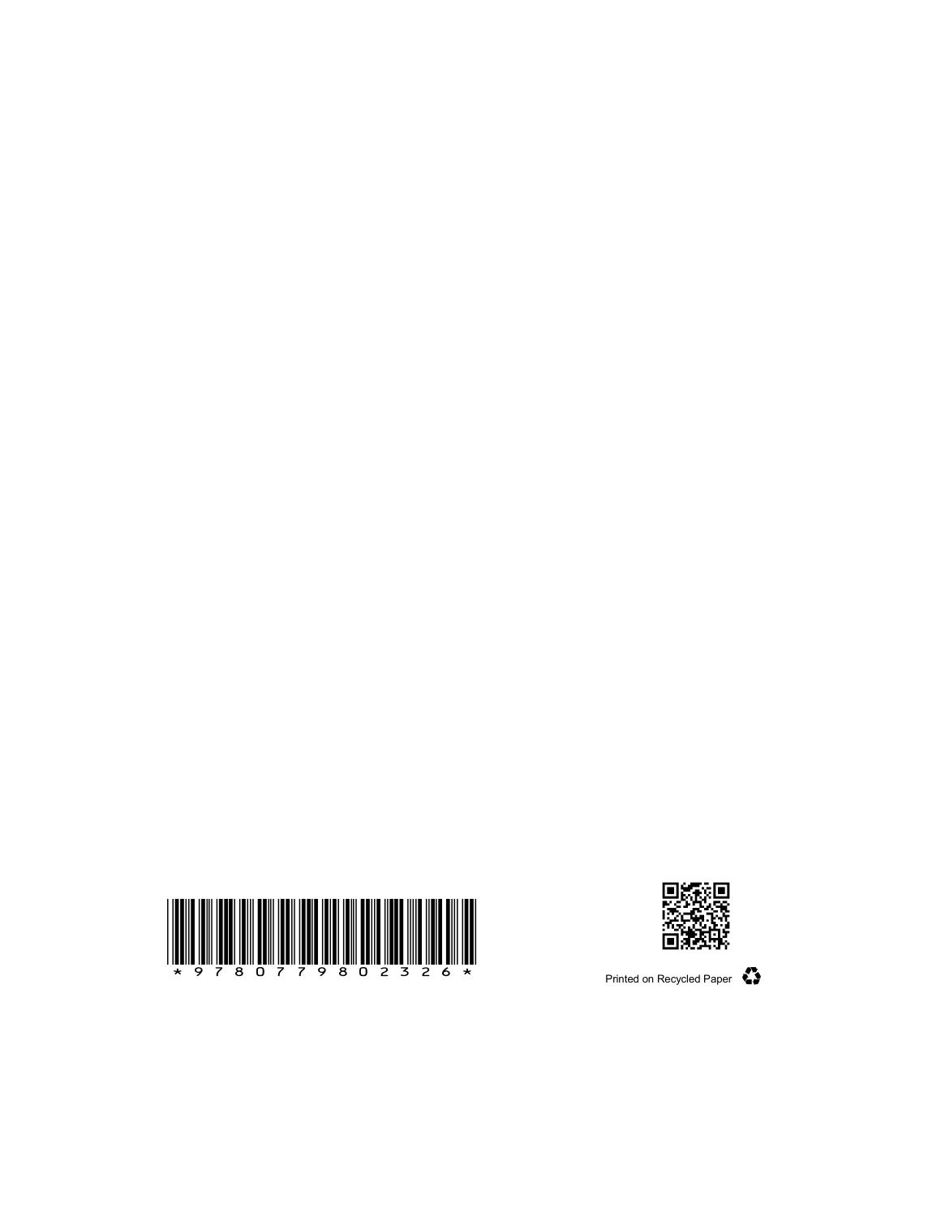\* 9 7 8 0 7 7 9 8 0 2 3 2 6 \*

Printed on Recycled Paper